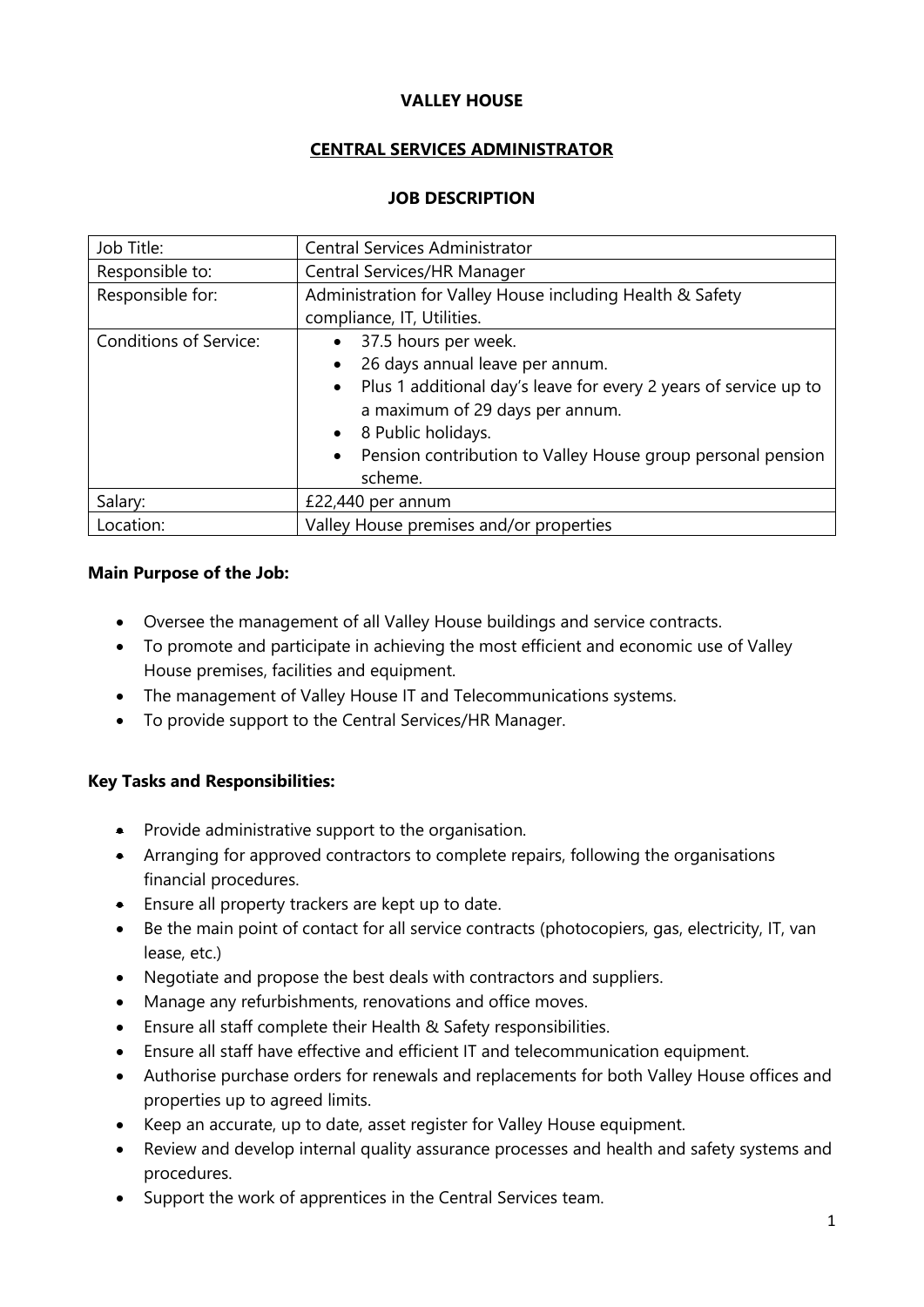**VALLEY HOUSE**

**CENTRAL SERVICES ADMINISTRATOR**

**JOB DESCRIPTION**

| Job Title: | Central Services Administrator |
|---|---|
| Responsible to: | Central Services/HR Manager |
| Responsible for: | Administration for Valley House including Health & Safety compliance, IT, Utilities. |
| Conditions of Service: | • 37.5 hours per week.<br>• 26 days annual leave per annum.<br>• Plus 1 additional day's leave for every 2 years of service up to a maximum of 29 days per annum.<br>• 8 Public holidays.<br>• Pension contribution to Valley House group personal pension scheme. |
| Salary: | £22,440 per annum |
| Location: | Valley House premises and/or properties |

**Main Purpose of the Job:**

- Oversee the management of all Valley House buildings and service contracts.
- To promote and participate in achieving the most efficient and economic use of Valley House premises, facilities and equipment.
- The management of Valley House IT and Telecommunications systems.
- To provide support to the Central Services/HR Manager.

**Key Tasks and Responsibilities:**

- Provide administrative support to the organisation.
- Arranging for approved contractors to complete repairs, following the organisations financial procedures.
- Ensure all property trackers are kept up to date.
- Be the main point of contact for all service contracts (photocopiers, gas, electricity, IT, van lease, etc.)
- Negotiate and propose the best deals with contractors and suppliers.
- Manage any refurbishments, renovations and office moves.
- Ensure all staff complete their Health & Safety responsibilities.
- Ensure all staff have effective and efficient IT and telecommunication equipment.
- Authorise purchase orders for renewals and replacements for both Valley House offices and properties up to agreed limits.
- Keep an accurate, up to date, asset register for Valley House equipment.
- Review and develop internal quality assurance processes and health and safety systems and procedures.
- Support the work of apprentices in the Central Services team.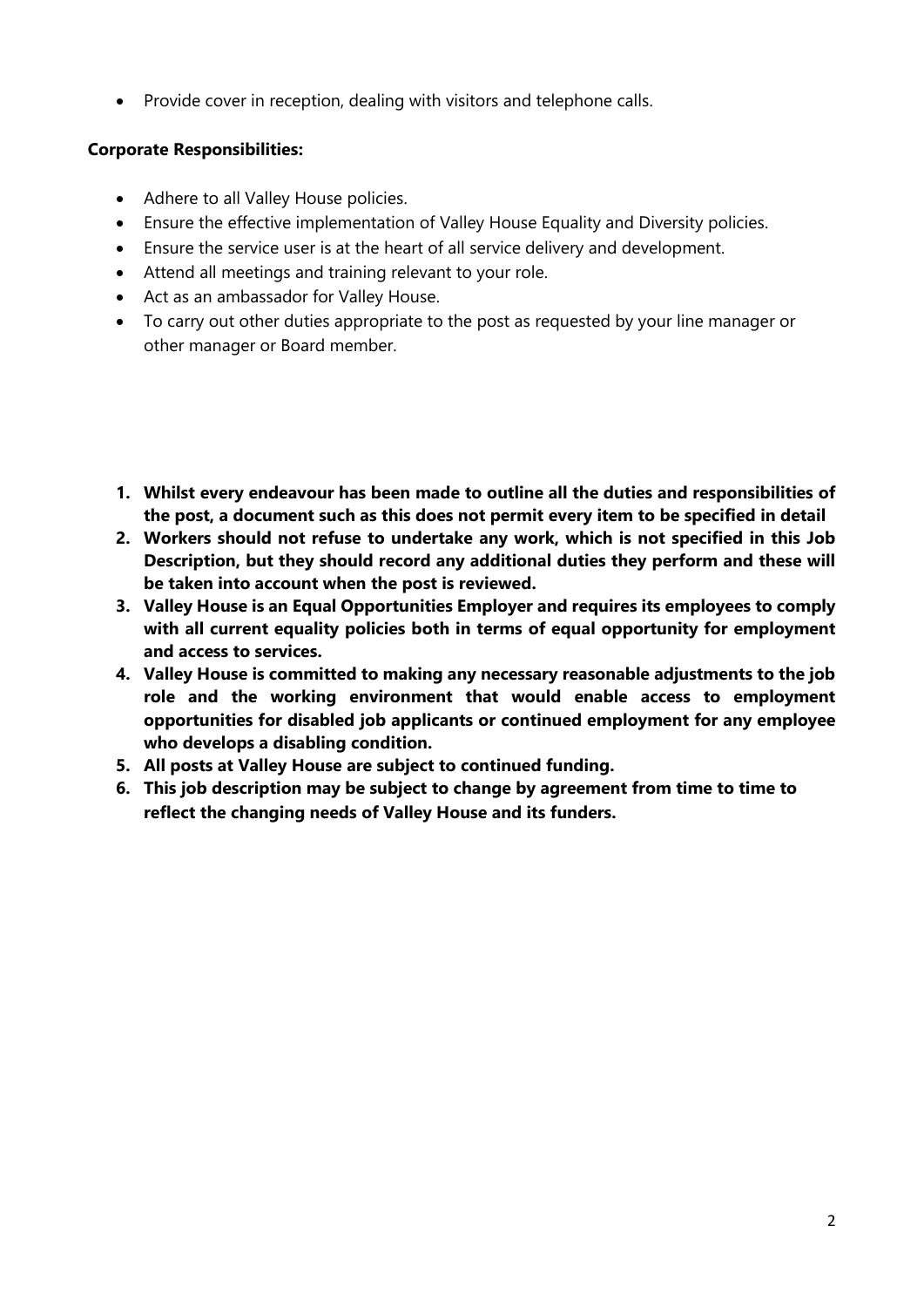- Provide cover in reception, dealing with visitors and telephone calls.

**Corporate Responsibilities:**

- Adhere to all Valley House policies.
- Ensure the effective implementation of Valley House Equality and Diversity policies.
- Ensure the service user is at the heart of all service delivery and development.
- Attend all meetings and training relevant to your role.
- Act as an ambassador for Valley House.
- To carry out other duties appropriate to the post as requested by your line manager or other manager or Board member.

1. **Whilst every endeavour has been made to outline all the duties and responsibilities of the post, a document such as this does not permit every item to be specified in detail**
2. **Workers should not refuse to undertake any work, which is not specified in this Job Description, but they should record any additional duties they perform and these will be taken into account when the post is reviewed.**
3. **Valley House is an Equal Opportunities Employer and requires its employees to comply with all current equality policies both in terms of equal opportunity for employment and access to services.**
4. **Valley House is committed to making any necessary reasonable adjustments to the job role and the working environment that would enable access to employment opportunities for disabled job applicants or continued employment for any employee who develops a disabling condition.**
5. **All posts at Valley House are subject to continued funding.**
6. **This job description may be subject to change by agreement from time to time to reflect the changing needs of Valley House and its funders.**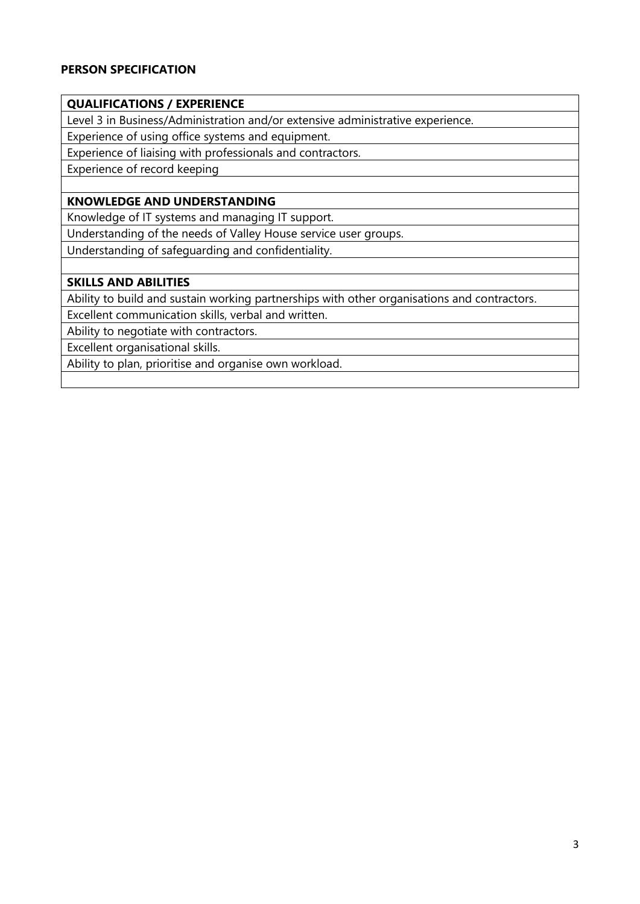**PERSON SPECIFICATION**

| |
|---|
| **QUALIFICATIONS / EXPERIENCE** |
| Level 3 in Business/Administration and/or extensive administrative experience. |
| Experience of using office systems and equipment. |
| Experience of liaising with professionals and contractors. |
| Experience of record keeping |
| |
| **KNOWLEDGE AND UNDERSTANDING** |
| Knowledge of IT systems and managing IT support. |
| Understanding of the needs of Valley House service user groups. |
| Understanding of safeguarding and confidentiality. |
| |
| **SKILLS AND ABILITIES** |
| Ability to build and sustain working partnerships with other organisations and contractors. |
| Excellent communication skills, verbal and written. |
| Ability to negotiate with contractors. |
| Excellent organisational skills. |
| Ability to plan, prioritise and organise own workload. |
| |